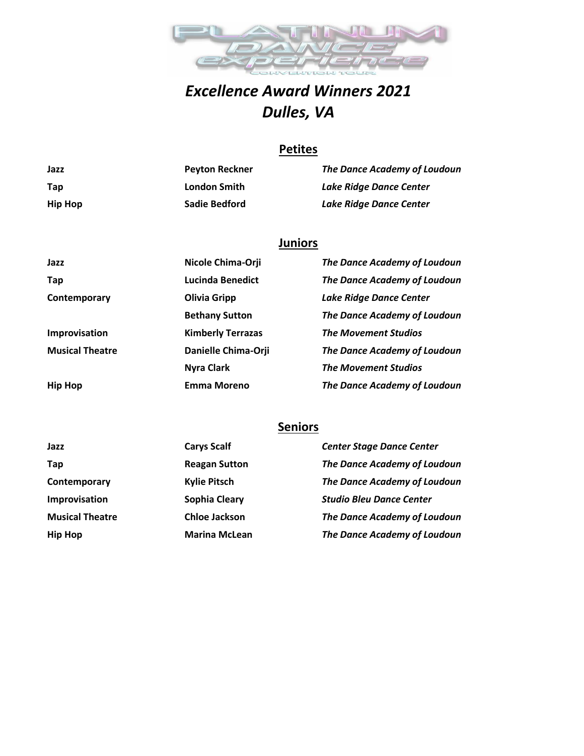PLATINUM DANCE experience CONVENTION TOUR

# *Excellence Award Winners 2021*
# *Dulles, VA*

## Petites

| | | |
|---|---|---|
| **Jazz** | **Peyton Reckner** | ***The Dance Academy of Loudoun*** |
| **Tap** | **London Smith** | ***Lake Ridge Dance Center*** |
| **Hip Hop** | **Sadie Bedford** | ***Lake Ridge Dance Center*** |

## Juniors

| | | |
|---|---|---|
| **Jazz** | **Nicole Chima-Orji** | ***The Dance Academy of Loudoun*** |
| **Tap** | **Lucinda Benedict** | ***The Dance Academy of Loudoun*** |
| **Contemporary** | **Olivia Gripp** | ***Lake Ridge Dance Center*** |
| | **Bethany Sutton** | ***The Dance Academy of Loudoun*** |
| **Improvisation** | **Kimberly Terrazas** | ***The Movement Studios*** |
| **Musical Theatre** | **Danielle Chima-Orji** | ***The Dance Academy of Loudoun*** |
| | **Nyra Clark** | ***The Movement Studios*** |
| **Hip Hop** | **Emma Moreno** | ***The Dance Academy of Loudoun*** |

## Seniors

| | | |
|---|---|---|
| **Jazz** | **Carys Scalf** | ***Center Stage Dance Center*** |
| **Tap** | **Reagan Sutton** | ***The Dance Academy of Loudoun*** |
| **Contemporary** | **Kylie Pitsch** | ***The Dance Academy of Loudoun*** |
| **Improvisation** | **Sophia Cleary** | ***Studio Bleu Dance Center*** |
| **Musical Theatre** | **Chloe Jackson** | ***The Dance Academy of Loudoun*** |
| **Hip Hop** | **Marina McLean** | ***The Dance Academy of Loudoun*** |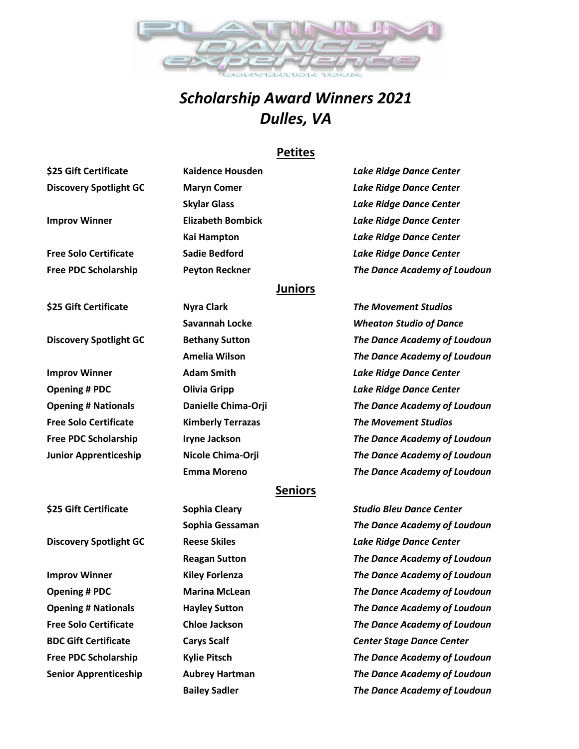PLATINUM DANCE experience CONVENTION TOUR

# *Scholarship Award Winners 2021*
# *Dulles, VA*

## Petites

| | | |
|---|---|---|
| **$25 Gift Certificate** | **Kaidence Housden** | ***Lake Ridge Dance Center*** |
| **Discovery Spotlight GC** | **Maryn Comer** | ***Lake Ridge Dance Center*** |
| | **Skylar Glass** | ***Lake Ridge Dance Center*** |
| **Improv Winner** | **Elizabeth Bombick** | ***Lake Ridge Dance Center*** |
| | **Kai Hampton** | ***Lake Ridge Dance Center*** |
| **Free Solo Certificate** | **Sadie Bedford** | ***Lake Ridge Dance Center*** |
| **Free PDC Scholarship** | **Peyton Reckner** | ***The Dance Academy of Loudoun*** |

## Juniors

| | | |
|---|---|---|
| **$25 Gift Certificate** | **Nyra Clark** | ***The Movement Studios*** |
| | **Savannah Locke** | ***Wheaton Studio of Dance*** |
| **Discovery Spotlight GC** | **Bethany Sutton** | ***The Dance Academy of Loudoun*** |
| | **Amelia Wilson** | ***The Dance Academy of Loudoun*** |
| **Improv Winner** | **Adam Smith** | ***Lake Ridge Dance Center*** |
| **Opening # PDC** | **Olivia Gripp** | ***Lake Ridge Dance Center*** |
| **Opening # Nationals** | **Danielle Chima-Orji** | ***The Dance Academy of Loudoun*** |
| **Free Solo Certificate** | **Kimberly Terrazas** | ***The Movement Studios*** |
| **Free PDC Scholarship** | **Iryne Jackson** | ***The Dance Academy of Loudoun*** |
| **Junior Apprenticeship** | **Nicole Chima-Orji** | ***The Dance Academy of Loudoun*** |
| | **Emma Moreno** | ***The Dance Academy of Loudoun*** |

## Seniors

| | | |
|---|---|---|
| **$25 Gift Certificate** | **Sophia Cleary** | ***Studio Bleu Dance Center*** |
| | **Sophia Gessaman** | ***The Dance Academy of Loudoun*** |
| **Discovery Spotlight GC** | **Reese Skiles** | ***Lake Ridge Dance Center*** |
| | **Reagan Sutton** | ***The Dance Academy of Loudoun*** |
| **Improv Winner** | **Kiley Forlenza** | ***The Dance Academy of Loudoun*** |
| **Opening # PDC** | **Marina McLean** | ***The Dance Academy of Loudoun*** |
| **Opening # Nationals** | **Hayley Sutton** | ***The Dance Academy of Loudoun*** |
| **Free Solo Certificate** | **Chloe Jackson** | ***The Dance Academy of Loudoun*** |
| **BDC Gift Certificate** | **Carys Scalf** | ***Center Stage Dance Center*** |
| **Free PDC Scholarship** | **Kylie Pitsch** | ***The Dance Academy of Loudoun*** |
| **Senior Apprenticeship** | **Aubrey Hartman** | ***The Dance Academy of Loudoun*** |
| | **Bailey Sadler** | ***The Dance Academy of Loudoun*** |